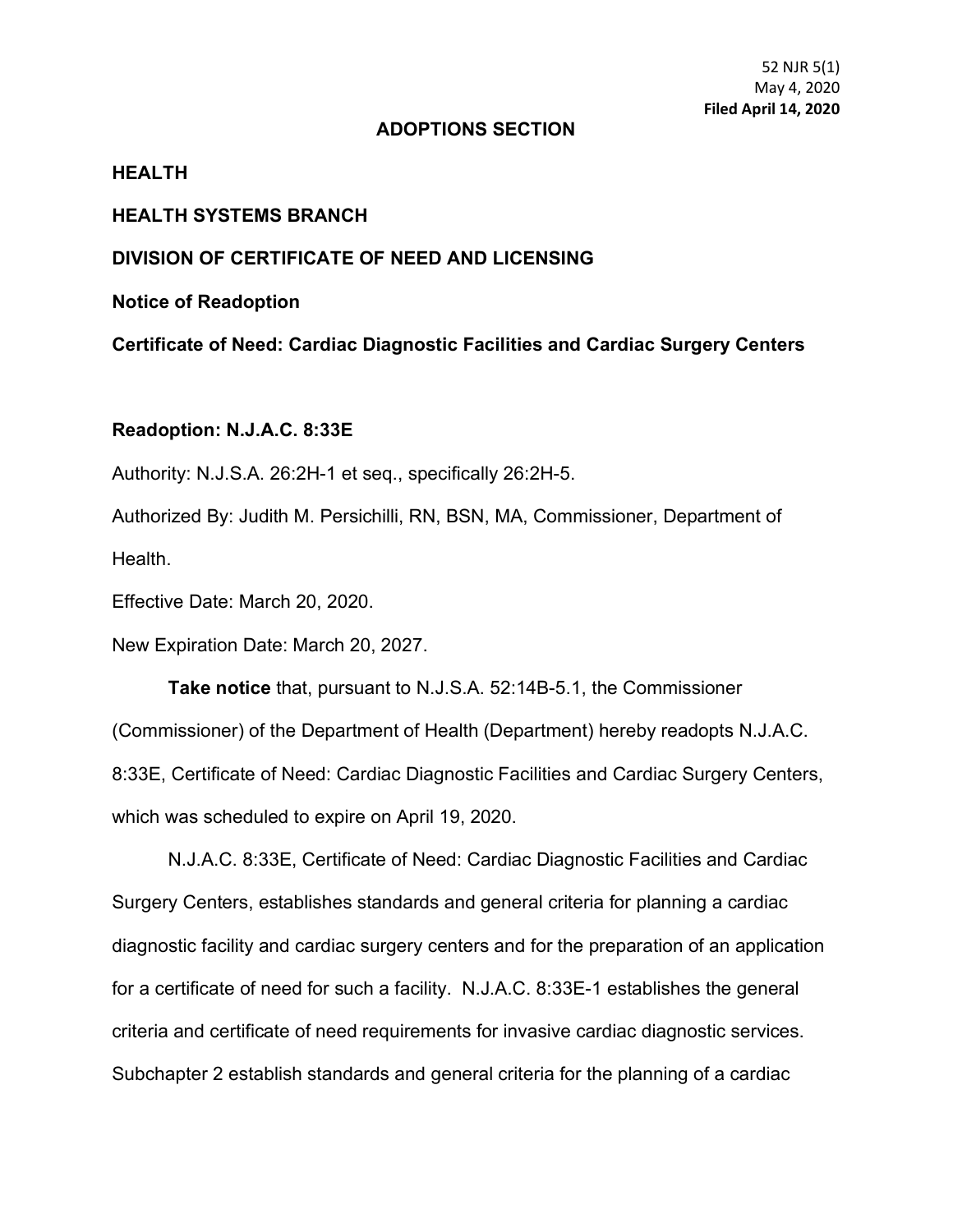52 NJR 5(1)
May 4, 2020
**Filed April 14, 2020**

## ADOPTIONS SECTION

**HEALTH**

**HEALTH SYSTEMS BRANCH**

**DIVISION OF CERTIFICATE OF NEED AND LICENSING**

**Notice of Readoption**

**Certificate of Need: Cardiac Diagnostic Facilities and Cardiac Surgery Centers**

**Readoption: N.J.A.C. 8:33E**

Authority: N.J.S.A. 26:2H-1 et seq., specifically 26:2H-5.

Authorized By: Judith M. Persichilli, RN, BSN, MA, Commissioner, Department of Health.

Effective Date: March 20, 2020.

New Expiration Date: March 20, 2027.

**Take notice** that, pursuant to N.J.S.A. 52:14B-5.1, the Commissioner (Commissioner) of the Department of Health (Department) hereby readopts N.J.A.C. 8:33E, Certificate of Need: Cardiac Diagnostic Facilities and Cardiac Surgery Centers, which was scheduled to expire on April 19, 2020.

N.J.A.C. 8:33E, Certificate of Need: Cardiac Diagnostic Facilities and Cardiac Surgery Centers, establishes standards and general criteria for planning a cardiac diagnostic facility and cardiac surgery centers and for the preparation of an application for a certificate of need for such a facility. N.J.A.C. 8:33E-1 establishes the general criteria and certificate of need requirements for invasive cardiac diagnostic services. Subchapter 2 establish standards and general criteria for the planning of a cardiac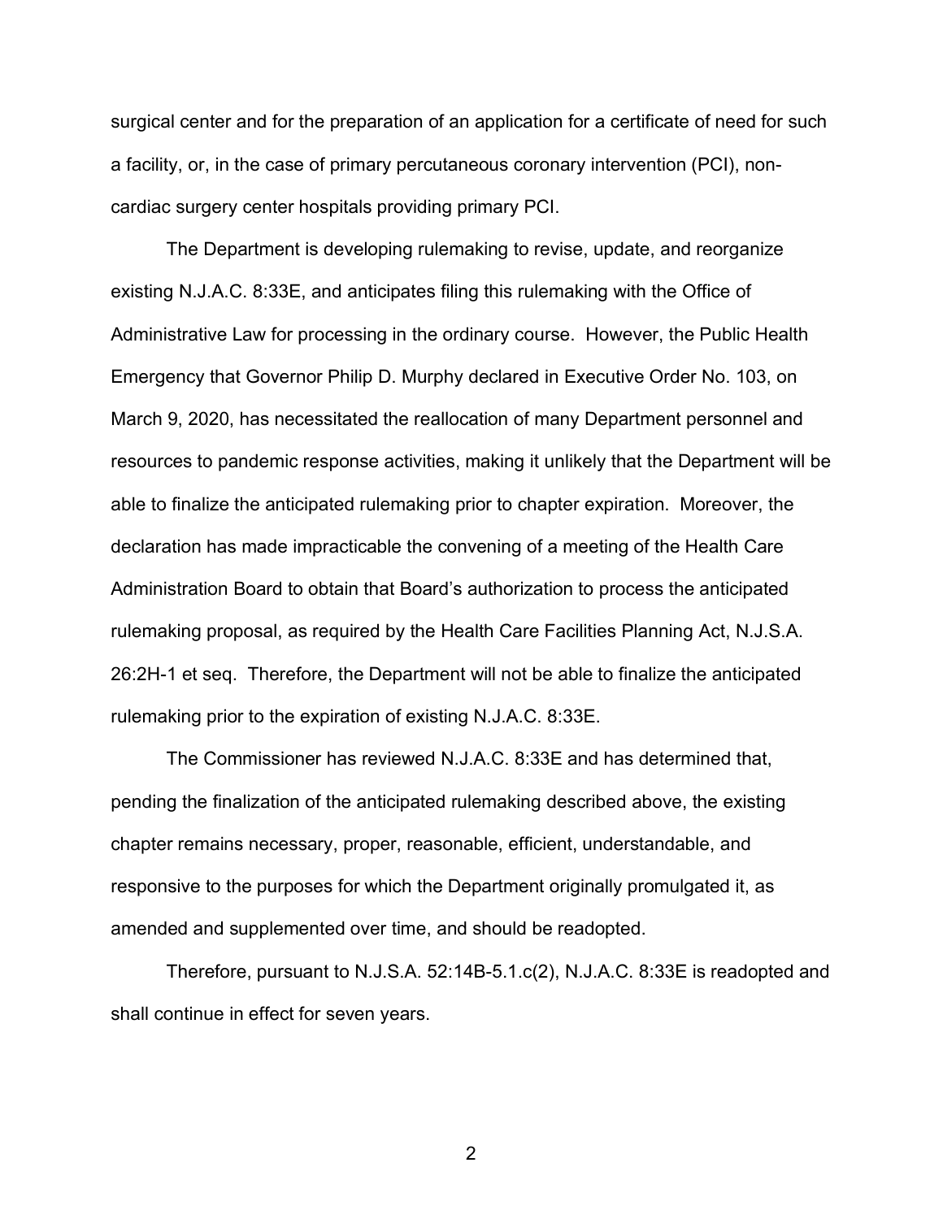surgical center and for the preparation of an application for a certificate of need for such a facility, or, in the case of primary percutaneous coronary intervention (PCI), non-cardiac surgery center hospitals providing primary PCI.

The Department is developing rulemaking to revise, update, and reorganize existing N.J.A.C. 8:33E, and anticipates filing this rulemaking with the Office of Administrative Law for processing in the ordinary course. However, the Public Health Emergency that Governor Philip D. Murphy declared in Executive Order No. 103, on March 9, 2020, has necessitated the reallocation of many Department personnel and resources to pandemic response activities, making it unlikely that the Department will be able to finalize the anticipated rulemaking prior to chapter expiration. Moreover, the declaration has made impracticable the convening of a meeting of the Health Care Administration Board to obtain that Board's authorization to process the anticipated rulemaking proposal, as required by the Health Care Facilities Planning Act, N.J.S.A. 26:2H-1 et seq. Therefore, the Department will not be able to finalize the anticipated rulemaking prior to the expiration of existing N.J.A.C. 8:33E.

The Commissioner has reviewed N.J.A.C. 8:33E and has determined that, pending the finalization of the anticipated rulemaking described above, the existing chapter remains necessary, proper, reasonable, efficient, understandable, and responsive to the purposes for which the Department originally promulgated it, as amended and supplemented over time, and should be readopted.

Therefore, pursuant to N.J.S.A. 52:14B-5.1.c(2), N.J.A.C. 8:33E is readopted and shall continue in effect for seven years.